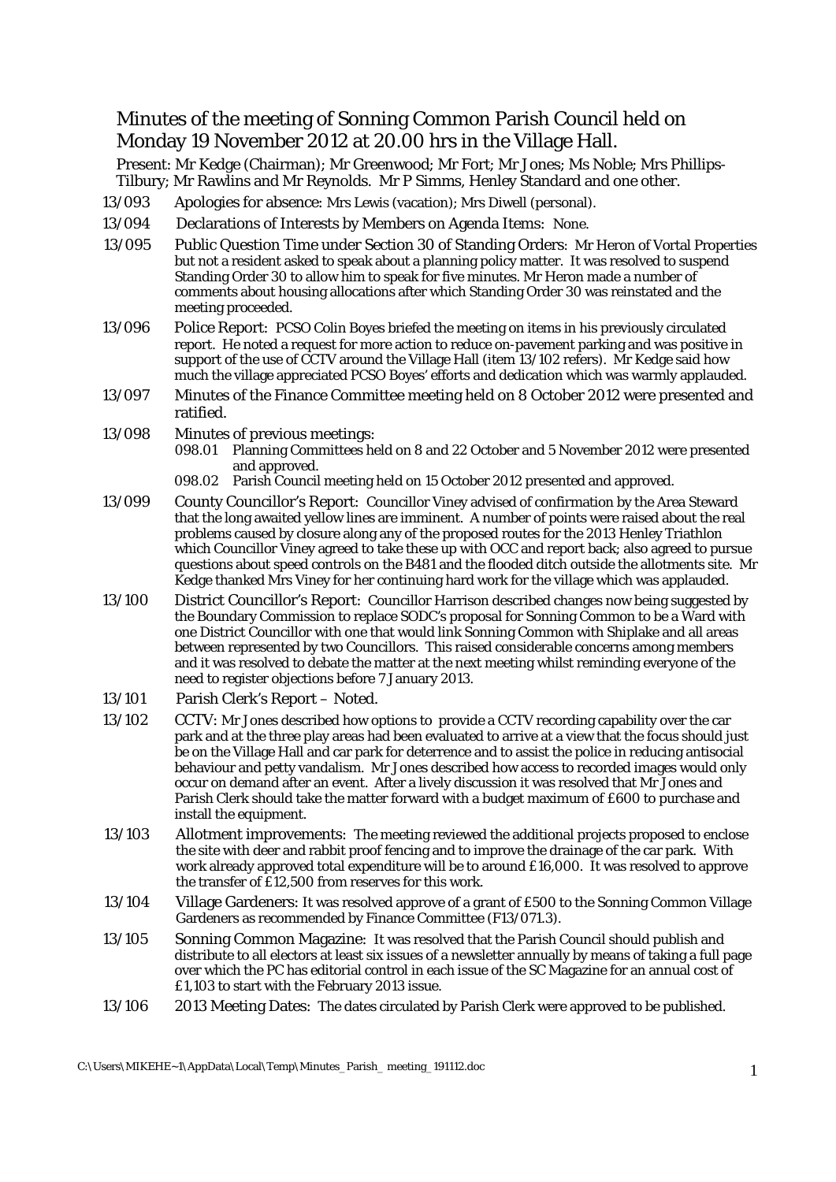# Minutes of the meeting of Sonning Common Parish Council held on Monday 19 November 2012 at 20.00 hrs in the Village Hall.

Present: Mr Kedge (Chairman); Mr Greenwood; Mr Fort; Mr Jones; Ms Noble; Mrs Phillips-Tilbury; Mr Rawlins and Mr Reynolds. Mr P Simms, Henley Standard and one other.

13/093 Apologies for absence: Mrs Lewis (vacation); Mrs Diwell (personal).

13/094 Declarations of Interests by Members on Agenda Items: None.

13/095 Public Question Time under Section 30 of Standing Orders: Mr Heron of Vortal Properties but not a resident asked to speak about a planning policy matter. It was resolved to suspend Standing Order 30 to allow him to speak for five minutes. Mr Heron made a number of comments about housing allocations after which Standing Order 30 was reinstated and the meeting proceeded.

13/096 Police Report: PCSO Colin Boyes briefed the meeting on items in his previously circulated report. He noted a request for more action to reduce on-pavement parking and was positive in support of the use of CCTV around the Village Hall (item 13/102 refers). Mr Kedge said how much the village appreciated PCSO Boyes' efforts and dedication which was warmly applauded.

13/097 Minutes of the Finance Committee meeting held on 8 October 2012 were presented and ratified.

13/098 Minutes of previous meetings:

098.01 Planning Committees held on 8 and 22 October and 5 November 2012 were presented and approved.

098.02 Parish Council meeting held on 15 October 2012 presented and approved.

13/099 County Councillor's Report: Councillor Viney advised of confirmation by the Area Steward that the long awaited yellow lines are imminent. A number of points were raised about the real problems caused by closure along any of the proposed routes for the 2013 Henley Triathlon which Councillor Viney agreed to take these up with OCC and report back; also agreed to pursue questions about speed controls on the B481 and the flooded ditch outside the allotments site. Mr Kedge thanked Mrs Viney for her continuing hard work for the village which was applauded.

13/100 District Councillor's Report: Councillor Harrison described changes now being suggested by the Boundary Commission to replace SODC's proposal for Sonning Common to be a Ward with one District Councillor with one that would link Sonning Common with Shiplake and all areas between represented by two Councillors. This raised considerable concerns among members and it was resolved to debate the matter at the next meeting whilst reminding everyone of the need to register objections before 7 January 2013.

13/101 Parish Clerk's Report – Noted.

13/102 CCTV: Mr Jones described how options to provide a CCTV recording capability over the car park and at the three play areas had been evaluated to arrive at a view that the focus should just be on the Village Hall and car park for deterrence and to assist the police in reducing antisocial behaviour and petty vandalism. Mr Jones described how access to recorded images would only occur on demand after an event. After a lively discussion it was resolved that Mr Jones and Parish Clerk should take the matter forward with a budget maximum of £600 to purchase and install the equipment.

13/103 Allotment improvements: The meeting reviewed the additional projects proposed to enclose the site with deer and rabbit proof fencing and to improve the drainage of the car park. With work already approved total expenditure will be to around £16,000. It was resolved to approve the transfer of £12,500 from reserves for this work.

13/104 Village Gardeners: It was resolved approve of a grant of £500 to the Sonning Common Village Gardeners as recommended by Finance Committee (F13/071.3).

13/105 Sonning Common Magazine: It was resolved that the Parish Council should publish and distribute to all electors at least six issues of a newsletter annually by means of taking a full page over which the PC has editorial control in each issue of the SC Magazine for an annual cost of £1,103 to start with the February 2013 issue.

13/106 2013 Meeting Dates: The dates circulated by Parish Clerk were approved to be published.

C:\Users\MIKEHE~1\AppData\Local\Temp\Minutes_Parish_ meeting_191112.doc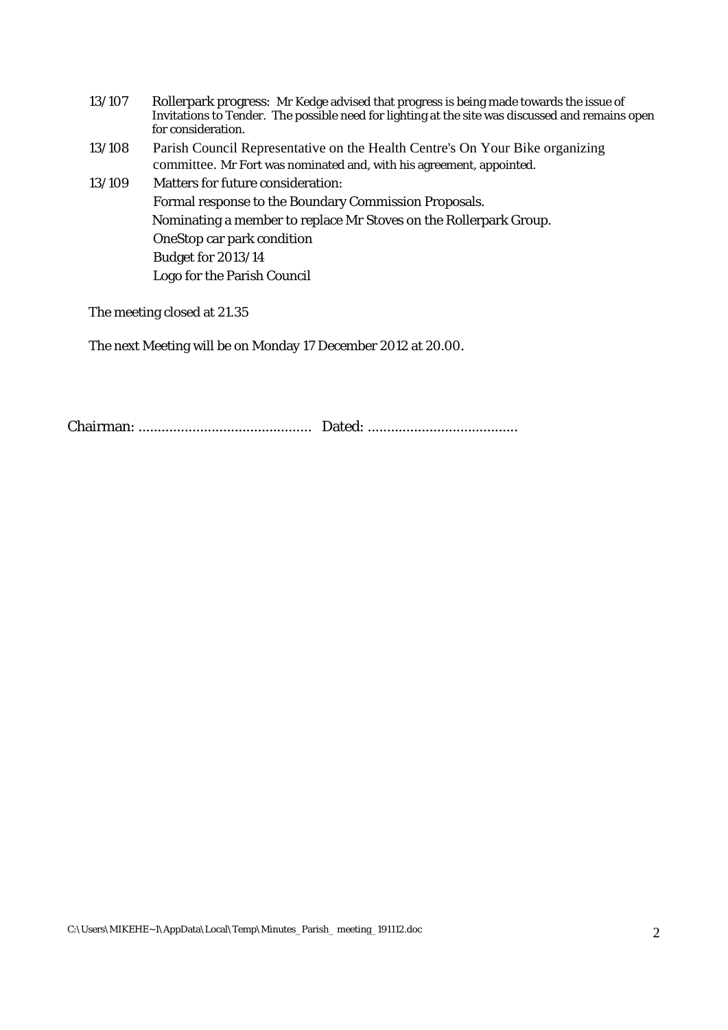13/107 Rollerpark progress: Mr Kedge advised that progress is being made towards the issue of Invitations to Tender. The possible need for lighting at the site was discussed and remains open for consideration.

13/108 Parish Council Representative on the Health Centre's On Your Bike organizing committee. Mr Fort was nominated and, with his agreement, appointed.

13/109 Matters for future consideration:

- Formal response to the Boundary Commission Proposals.
- Nominating a member to replace Mr Stoves on the Rollerpark Group.
- OneStop car park condition
- Budget for 2013/14
- Logo for the Parish Council

The meeting closed at 21.35

The next Meeting will be on Monday 17 December 2012 at 20.00.

Chairman: ............................................ Dated: ......................................

C:\Users\MIKEHE~1\AppData\Local\Temp\Minutes_Parish_ meeting_191112.doc